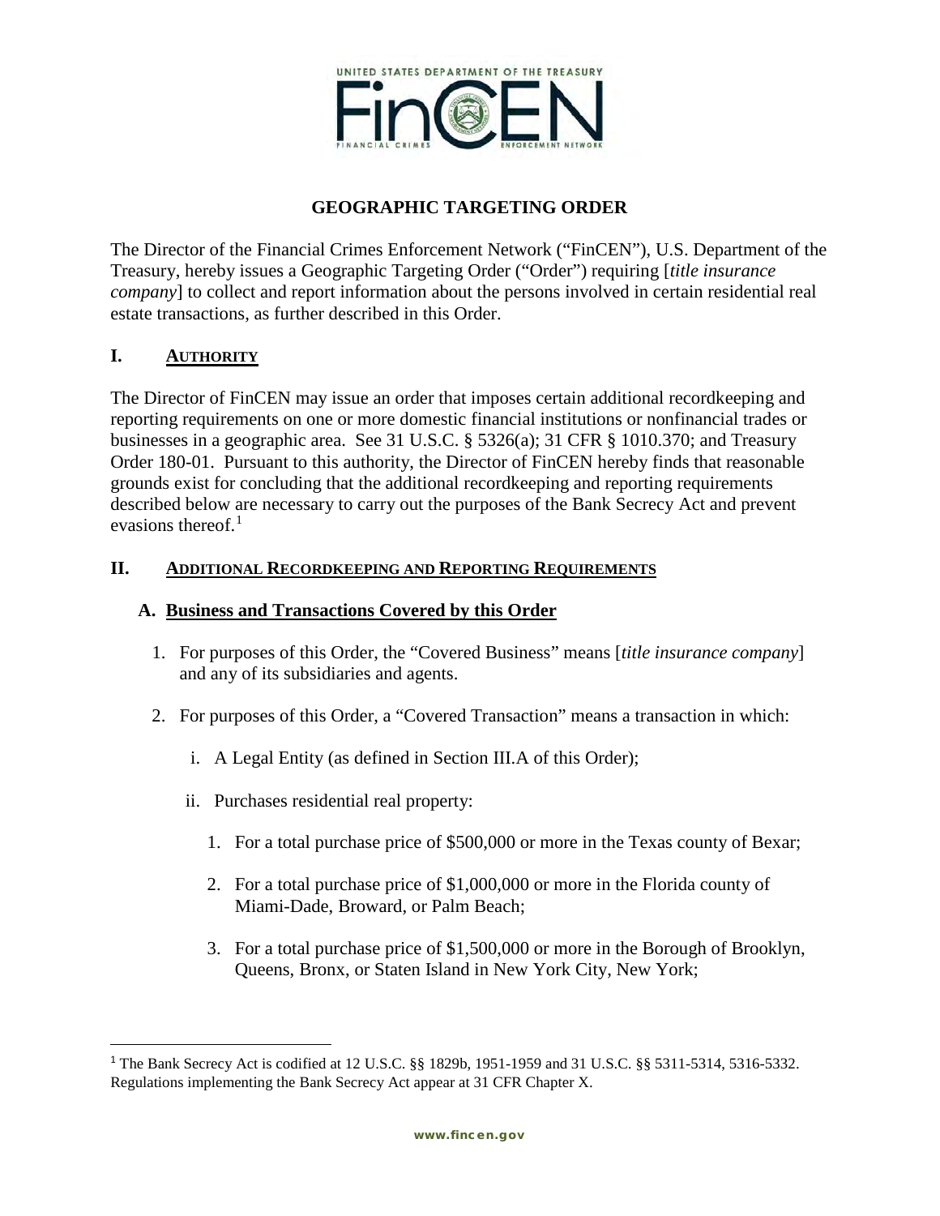# GEOGRAPHIC TARGETING ORDER

The Director of the Financial Crimes Enforcement Network ("FinCEN"), U.S. Department of the Treasury, hereby issues a Geographic Targeting Order ("Order") requiring [*title insurance company*] to collect and report information about the persons involved in certain residential real estate transactions, as further described in this Order.

## I. AUTHORITY

The Director of FinCEN may issue an order that imposes certain additional recordkeeping and reporting requirements on one or more domestic financial institutions or nonfinancial trades or businesses in a geographic area. See 31 U.S.C. § 5326(a); 31 CFR § 1010.370; and Treasury Order 180-01. Pursuant to this authority, the Director of FinCEN hereby finds that reasonable grounds exist for concluding that the additional recordkeeping and reporting requirements described below are necessary to carry out the purposes of the Bank Secrecy Act and prevent evasions thereof.[1]

## II. ADDITIONAL RECORDKEEPING AND REPORTING REQUIREMENTS

### A. Business and Transactions Covered by this Order

1. For purposes of this Order, the "Covered Business" means [*title insurance company*] and any of its subsidiaries and agents.

2. For purposes of this Order, a "Covered Transaction" means a transaction in which:

   i. A Legal Entity (as defined in Section III.A of this Order);

   ii. Purchases residential real property:

      1. For a total purchase price of $500,000 or more in the Texas county of Bexar;

      2. For a total purchase price of $1,000,000 or more in the Florida county of Miami-Dade, Broward, or Palm Beach;

      3. For a total purchase price of $1,500,000 or more in the Borough of Brooklyn, Queens, Bronx, or Staten Island in New York City, New York;

---

[1] The Bank Secrecy Act is codified at 12 U.S.C. §§ 1829b, 1951-1959 and 31 U.S.C. §§ 5311-5314, 5316-5332. Regulations implementing the Bank Secrecy Act appear at 31 CFR Chapter X.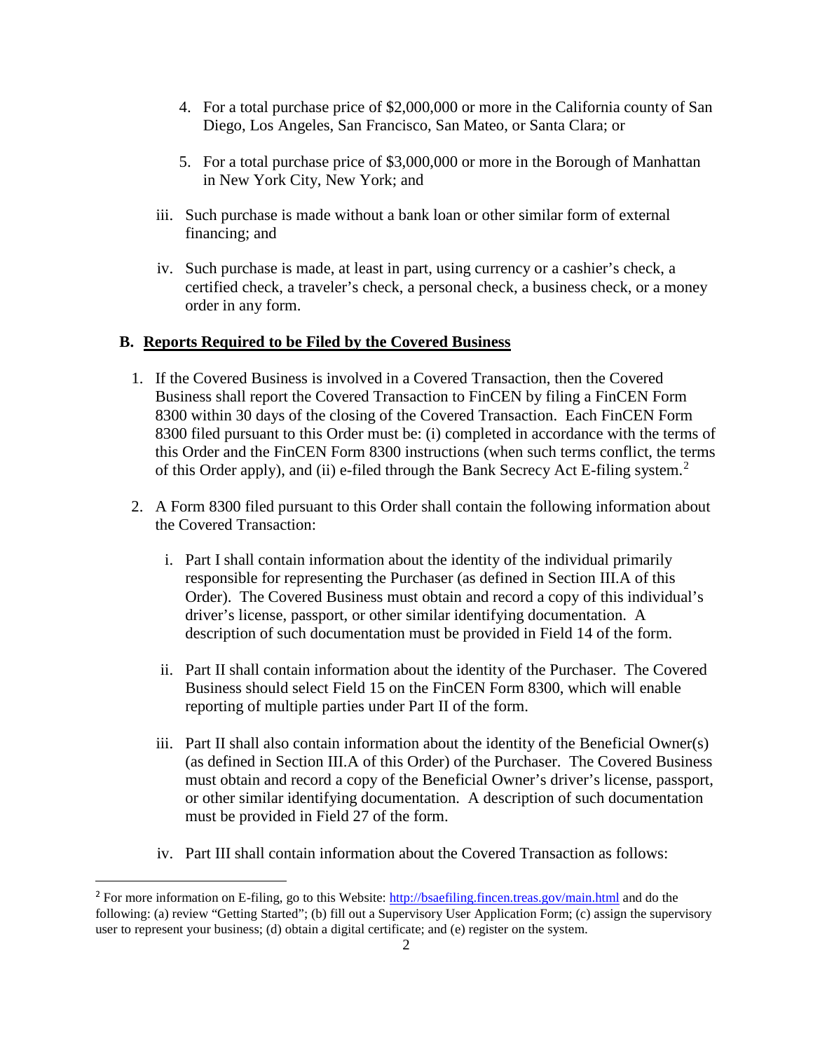4. For a total purchase price of $2,000,000 or more in the California county of San Diego, Los Angeles, San Francisco, San Mateo, or Santa Clara; or

5. For a total purchase price of $3,000,000 or more in the Borough of Manhattan in New York City, New York; and

iii. Such purchase is made without a bank loan or other similar form of external financing; and

iv. Such purchase is made, at least in part, using currency or a cashier's check, a certified check, a traveler's check, a personal check, a business check, or a money order in any form.

### B. <u>Reports Required to be Filed by the Covered Business</u>

1. If the Covered Business is involved in a Covered Transaction, then the Covered Business shall report the Covered Transaction to FinCEN by filing a FinCEN Form 8300 within 30 days of the closing of the Covered Transaction. Each FinCEN Form 8300 filed pursuant to this Order must be: (i) completed in accordance with the terms of this Order and the FinCEN Form 8300 instructions (when such terms conflict, the terms of this Order apply), and (ii) e-filed through the Bank Secrecy Act E-filing system.[2]

2. A Form 8300 filed pursuant to this Order shall contain the following information about the Covered Transaction:

   i. Part I shall contain information about the identity of the individual primarily responsible for representing the Purchaser (as defined in Section III.A of this Order). The Covered Business must obtain and record a copy of this individual's driver's license, passport, or other similar identifying documentation. A description of such documentation must be provided in Field 14 of the form.

   ii. Part II shall contain information about the identity of the Purchaser. The Covered Business should select Field 15 on the FinCEN Form 8300, which will enable reporting of multiple parties under Part II of the form.

   iii. Part II shall also contain information about the identity of the Beneficial Owner(s) (as defined in Section III.A of this Order) of the Purchaser. The Covered Business must obtain and record a copy of the Beneficial Owner's driver's license, passport, or other similar identifying documentation. A description of such documentation must be provided in Field 27 of the form.

   iv. Part III shall contain information about the Covered Transaction as follows:

---

[2] For more information on E-filing, go to this Website: http://bsaefiling.fincen.treas.gov/main.html and do the following: (a) review "Getting Started"; (b) fill out a Supervisory User Application Form; (c) assign the supervisory user to represent your business; (d) obtain a digital certificate; and (e) register on the system.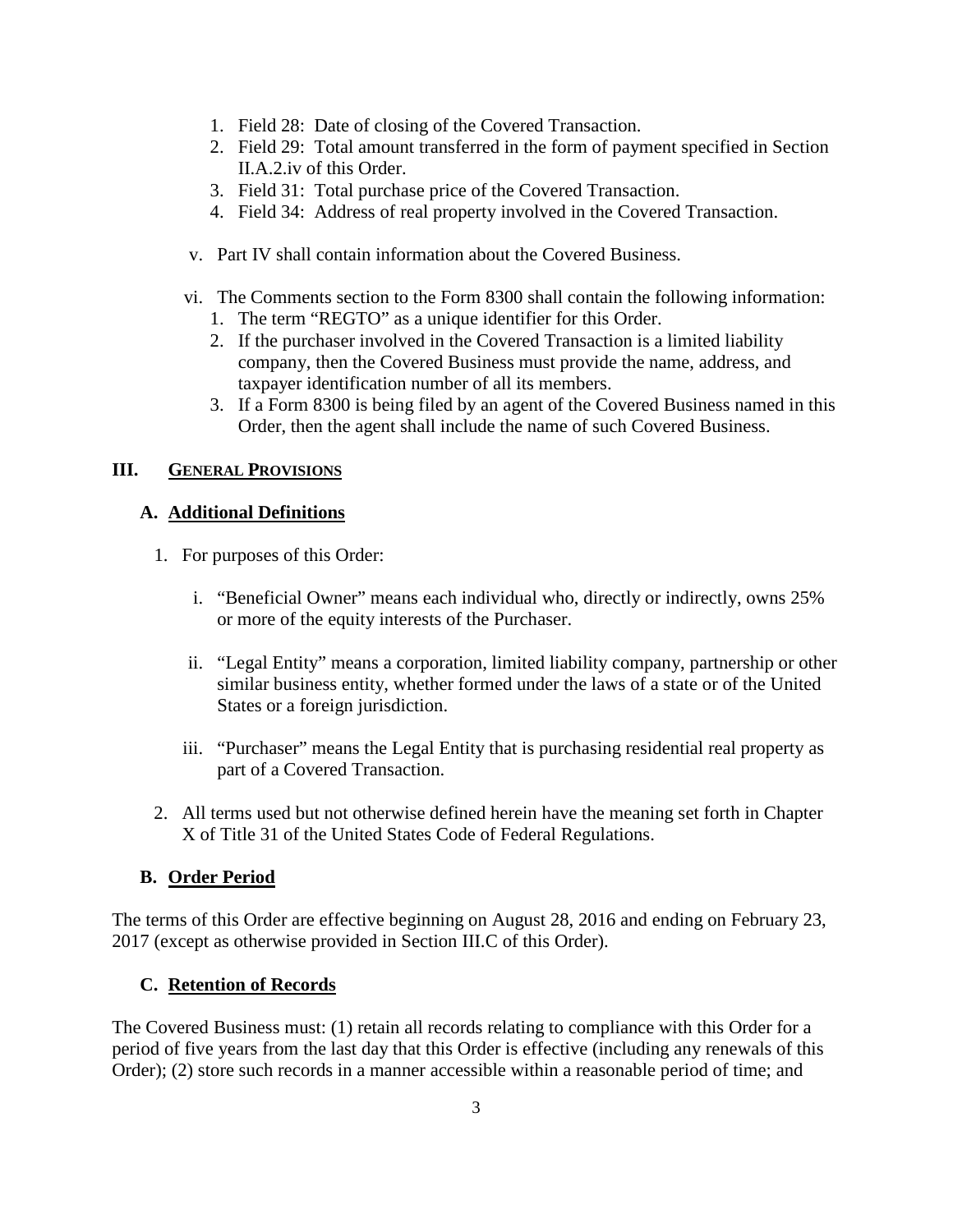1. Field 28: Date of closing of the Covered Transaction.
2. Field 29: Total amount transferred in the form of payment specified in Section II.A.2.iv of this Order.
3. Field 31: Total purchase price of the Covered Transaction.
4. Field 34: Address of real property involved in the Covered Transaction.

v. Part IV shall contain information about the Covered Business.

vi. The Comments section to the Form 8300 shall contain the following information:
1. The term "REGTO" as a unique identifier for this Order.
2. If the purchaser involved in the Covered Transaction is a limited liability company, then the Covered Business must provide the name, address, and taxpayer identification number of all its members.
3. If a Form 8300 is being filed by an agent of the Covered Business named in this Order, then the agent shall include the name of such Covered Business.

## III. GENERAL PROVISIONS

### A. Additional Definitions

1. For purposes of this Order:

   i. "Beneficial Owner" means each individual who, directly or indirectly, owns 25% or more of the equity interests of the Purchaser.

   ii. "Legal Entity" means a corporation, limited liability company, partnership or other similar business entity, whether formed under the laws of a state or of the United States or a foreign jurisdiction.

   iii. "Purchaser" means the Legal Entity that is purchasing residential real property as part of a Covered Transaction.

2. All terms used but not otherwise defined herein have the meaning set forth in Chapter X of Title 31 of the United States Code of Federal Regulations.

### B. Order Period

The terms of this Order are effective beginning on August 28, 2016 and ending on February 23, 2017 (except as otherwise provided in Section III.C of this Order).

### C. Retention of Records

The Covered Business must: (1) retain all records relating to compliance with this Order for a period of five years from the last day that this Order is effective (including any renewals of this Order); (2) store such records in a manner accessible within a reasonable period of time; and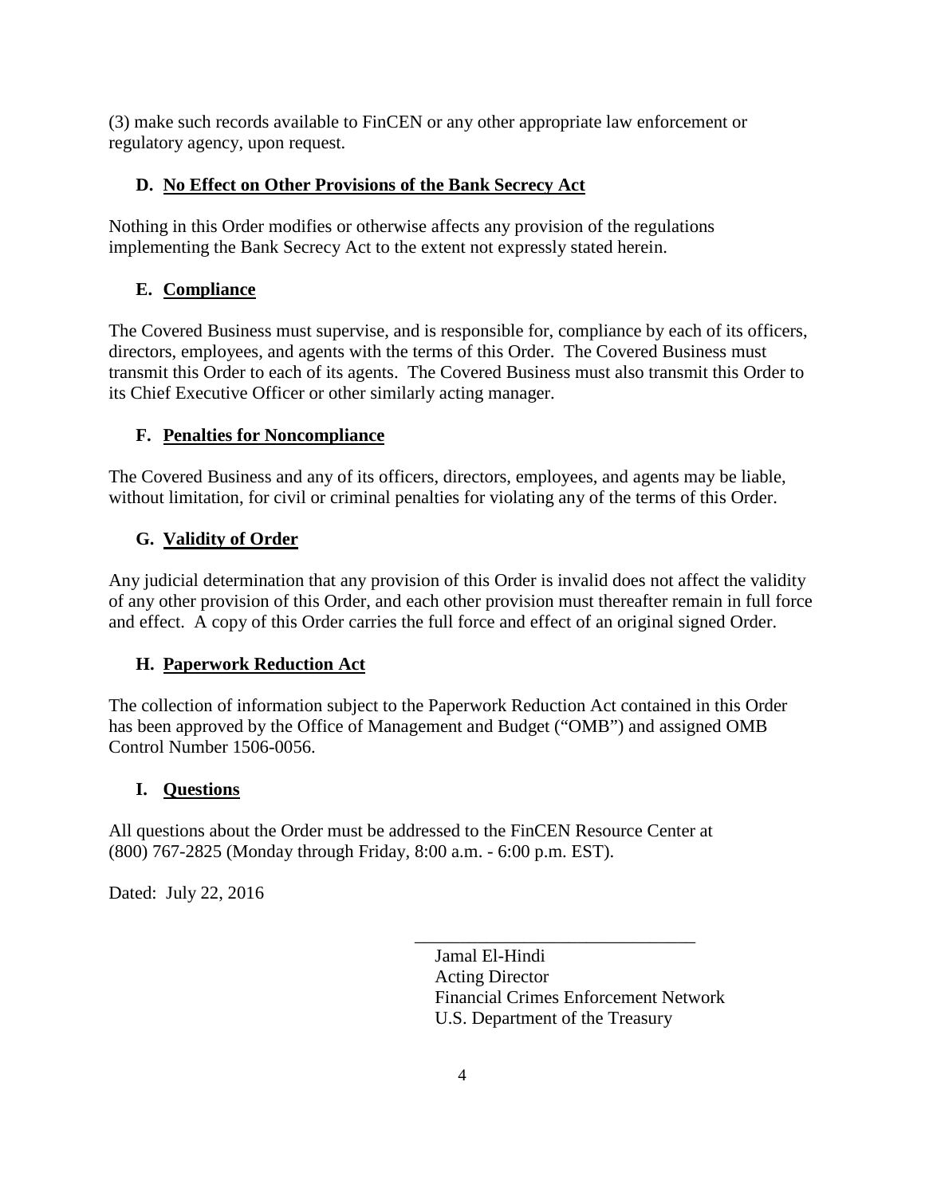(3) make such records available to FinCEN or any other appropriate law enforcement or regulatory agency, upon request.

### D. No Effect on Other Provisions of the Bank Secrecy Act

Nothing in this Order modifies or otherwise affects any provision of the regulations implementing the Bank Secrecy Act to the extent not expressly stated herein.

### E. Compliance

The Covered Business must supervise, and is responsible for, compliance by each of its officers, directors, employees, and agents with the terms of this Order. The Covered Business must transmit this Order to each of its agents. The Covered Business must also transmit this Order to its Chief Executive Officer or other similarly acting manager.

### F. Penalties for Noncompliance

The Covered Business and any of its officers, directors, employees, and agents may be liable, without limitation, for civil or criminal penalties for violating any of the terms of this Order.

### G. Validity of Order

Any judicial determination that any provision of this Order is invalid does not affect the validity of any other provision of this Order, and each other provision must thereafter remain in full force and effect. A copy of this Order carries the full force and effect of an original signed Order.

### H. Paperwork Reduction Act

The collection of information subject to the Paperwork Reduction Act contained in this Order has been approved by the Office of Management and Budget ("OMB") and assigned OMB Control Number 1506-0056.

### I. Questions

All questions about the Order must be addressed to the FinCEN Resource Center at (800) 767-2825 (Monday through Friday, 8:00 a.m. - 6:00 p.m. EST).

Dated: July 22, 2016

\_\_\_\_\_\_\_\_\_\_\_\_\_\_\_\_\_\_\_\_\_\_\_\_\_\_\_\_\_\_

Jamal El-Hindi
Acting Director
Financial Crimes Enforcement Network
U.S. Department of the Treasury